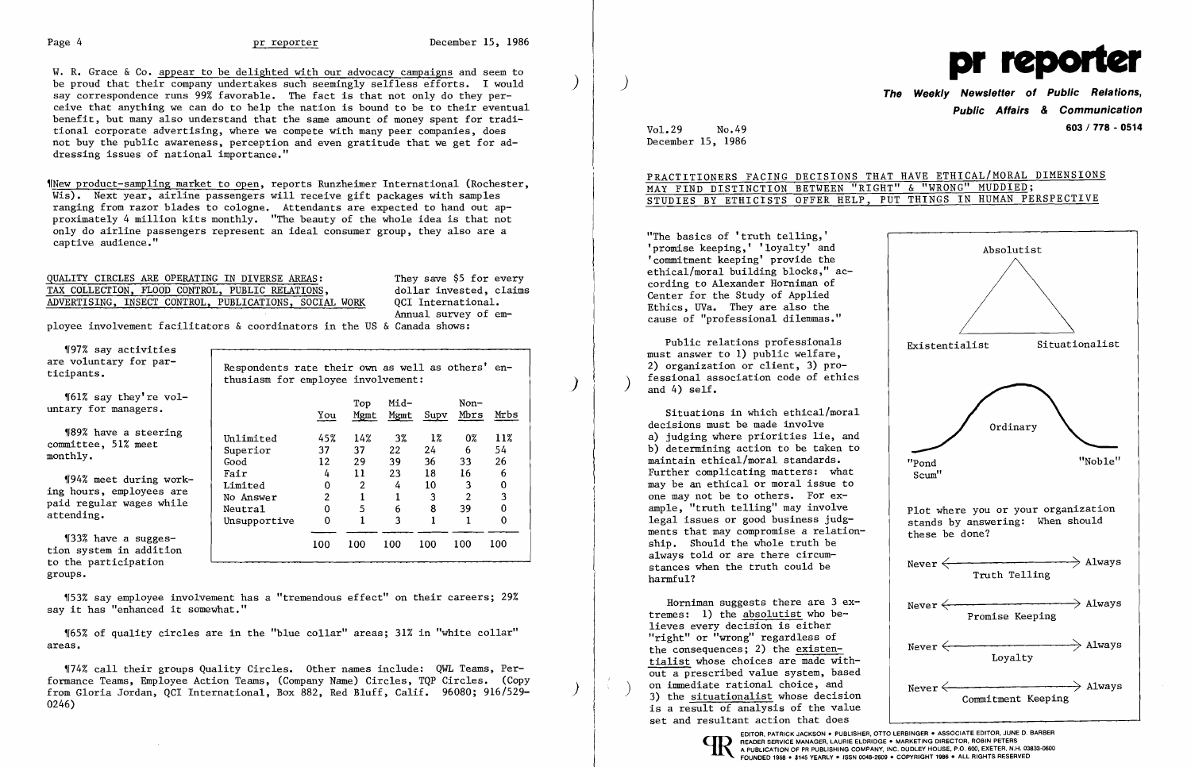W. R. Grace & Co. appear to be delighted with our advocacy campaigns and seem to be proud that their company undertakes such seemingly selfless efforts. I would say correspondence runs 99% favorable. The fact is that not only do they perceive that anything we can do to help the nation is bound to be to their eventual benefit, but many also understand that the same amount of money spent for traditional corporate advertising, where we compete with many peer companies, does not buy the public awareness, perception and even gratitude that we get for addressing issues of national importance."

¶New product-sampling market to open, reports Runzheimer International (Rochester, Wis). Next year, airline passengers will receive gift packages with samples ranging from razor blades to cologne. Attendants are expected to hand out approximately 4 million kits monthly. "The beauty of the whole idea is that not only do airline passengers represent an ideal consumer group, they also are a captive audience."

QUALITY CIRCLES ARE OPERATING IN DIVERSE AREAS: TAX COLLECTION, FLOOD CONTROL, PUBLIC RELATIONS, ADVERTISING, INSECT CONTROL, PUBLICATIONS, SOCIAL WORK

They save $5 for every dollar invested, claims QCI International. Annual survey of employee involvement facilitators & coordinators in the US & Canada shows:

¶97% say activities are voluntary for participants.

¶61% say they're voluntary for managers.

¶89% have a steering committee, 51% meet monthly.

¶94% meet during working hours, employees are paid regular wages while attending.

¶33% have a suggestion system in addition to the participation groups.

Respondents rate their own as well as others' enthusiasm for employee involvement:

| | You | Top Mgmt | Mid-Mgmt | Supv | Non-Mbrs | Mrbs |
|---|---|---|---|---|---|---|
| Unlimited | 45% | 14% | 3% | 1% | 0% | 11% |
| Superior | 37 | 37 | 22 | 24 | 6 | 54 |
| Good | 12 | 29 | 39 | 36 | 33 | 26 |
| Fair | 4 | 11 | 23 | 18 | 16 | 6 |
| Limited | 0 | 2 | 4 | 10 | 3 | 0 |
| No Answer | 2 | 1 | 1 | 3 | 2 | 3 |
| Neutral | 0 | 5 | 6 | 8 | 39 | 0 |
| Unsupportive | 0 | 1 | 3 | 1 | 1 | 0 |
| | 100 | 100 | 100 | 100 | 100 | 100 |

¶53% say employee involvement has a "tremendous effect" on their careers; 29% say it has "enhanced it somewhat."

¶65% of quality circles are in the "blue collar" areas; 31% in "white collar" areas.

¶74% call their groups Quality Circles. Other names include: QWL Teams, Performance Teams, Employee Action Teams, (Company Name) Circles, TQP Circles. (Copy from Gloria Jordan, QCI International, Box 882, Red Bluff, Calif. 96080; 916/529-0246)

# pr reporter

**The Weekly Newsletter of Public Relations, Public Affairs & Communication**

603 / 778 - 0514

Vol.29 No.49
December 15, 1986

## PRACTITIONERS FACING DECISIONS THAT HAVE ETHICAL/MORAL DIMENSIONS MAY FIND DISTINCTION BETWEEN "RIGHT" & "WRONG" MUDDIED; STUDIES BY ETHICISTS OFFER HELP, PUT THINGS IN HUMAN PERSPECTIVE

"The basics of 'truth telling,' 'promise keeping,' 'loyalty' and 'commitment keeping' provide the ethical/moral building blocks," according to Alexander Horniman of Center for the Study of Applied Ethics, UVa. They are also the cause of "professional dilemmas."

Public relations professionals must answer to 1) public welfare, 2) organization or client, 3) professional association code of ethics and 4) self.

Situations in which ethical/moral decisions must be made involve a) judging where priorities lie, and b) determining action to be taken to maintain ethical/moral standards. Further complicating matters: what may be an ethical or moral issue to one may not be to others. For example, "truth telling" may involve legal issues or good business judgments that may compromise a relationship. Should the whole truth be always told or are there circumstances when the truth could be harmful?

Horniman suggests there are 3 extremes: 1) the absolutist who believes every decision is either "right" or "wrong" regardless of the consequences; 2) the existentialist whose choices are made without a prescribed value system, based on immediate rational choice, and 3) the situationalist whose decision is a result of analysis of the value set and resultant action that does

Absolutist

Existentialist — Situationalist

Ordinary

"Pond Scum" — "Noble"

Plot where you or your organization stands by answering: When should these be done?

Never ⟵⟶ Always
Truth Telling

Never ⟵⟶ Always
Promise Keeping

Never ⟵⟶ Always
Loyalty

Never ⟵⟶ Always
Commitment Keeping

EDITOR, PATRICK JACKSON • PUBLISHER, OTTO LERBINGER • ASSOCIATE EDITOR, JUNE D. BARBER
READER SERVICE MANAGER, LAURIE ELDRIDGE • MARKETING DIRECTOR, ROBIN PETERS
A PUBLICATION OF PR PUBLISHING COMPANY, INC. DUDLEY HOUSE, P.O. 600, EXETER, N.H. 03833-0600
FOUNDED 1958 • $145 YEARLY • ISSN 0048-2609 • COPYRIGHT 1986 • ALL RIGHTS RESERVED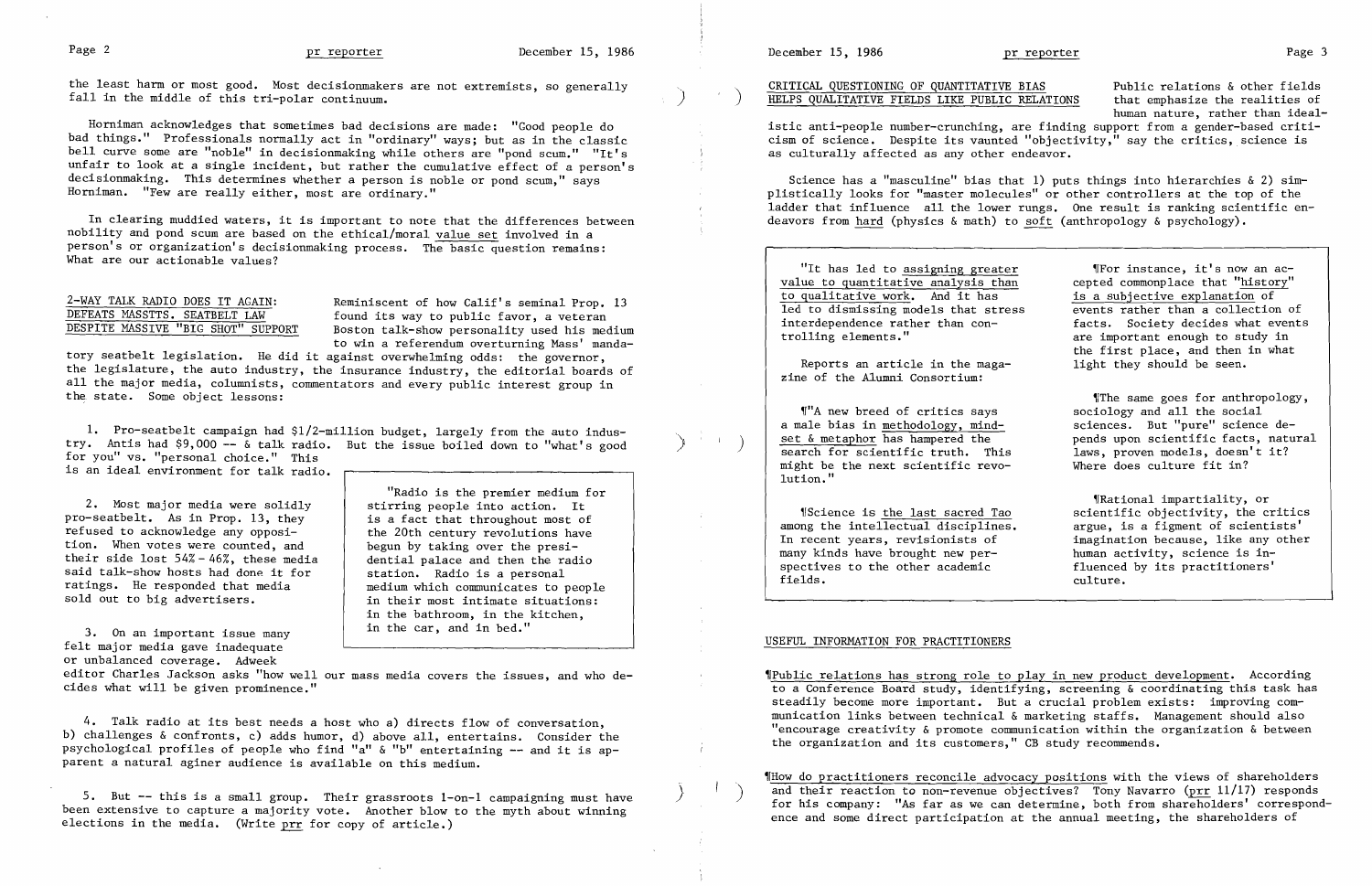the least harm or most good. Most decisionmakers are not extremists, so generally fall in the middle of this tri-polar continuum.

Horniman acknowledges that sometimes bad decisions are made: "Good people do bad things." Professionals normally act in "ordinary" ways; but as in the classic bell curve some are "noble" in decisionmaking while others are "pond scum." "It's unfair to look at a single incident, but rather the cumulative effect of a person's decisionmaking. This determines whether a person is noble or pond scum," says Horniman. "Few are really either, most are ordinary."

In clearing muddied waters, it is important to note that the differences between nobility and pond scum are based on the ethical/moral value set involved in a person's or organization's decisionmaking process. The basic question remains: What are our actionable values?

## 2-WAY TALK RADIO DOES IT AGAIN: DEFEATS MASSTTS. SEATBELT LAW DESPITE MASSIVE "BIG SHOT" SUPPORT

Reminiscent of how Calif's seminal Prop. 13 found its way to public favor, a veteran Boston talk-show personality used his medium to win a referendum overturning Mass' mandatory seatbelt legislation. He did it against overwhelming odds: the governor, the legislature, the auto industry, the insurance industry, the editorial boards of all the major media, columnists, commentators and every public interest group in the state. Some object lessons:

1. Pro-seatbelt campaign had $1/2-million budget, largely from the auto industry. Antis had $9,000 -- & talk radio. But the issue boiled down to "what's good for you" vs. "personal choice." This is an ideal environment for talk radio.

2. Most major media were solidly pro-seatbelt. As in Prop. 13, they refused to acknowledge any opposition. When votes were counted, and their side lost 54% - 46%, these media said talk-show hosts had done it for ratings. He responded that media sold out to big advertisers.

> "Radio is the premier medium for stirring people into action. It is a fact that throughout most of the 20th century revolutions have begun by taking over the presidential palace and then the radio station. Radio is a personal medium which communicates to people in their most intimate situations: in the bathroom, in the kitchen, in the car, and in bed."

3. On an important issue many felt major media gave inadequate or unbalanced coverage. Adweek editor Charles Jackson asks "how well our mass media covers the issues, and who decides what will be given prominence."

4. Talk radio at its best needs a host who a) directs flow of conversation, b) challenges & confronts, c) adds humor, d) above all, entertains. Consider the psychological profiles of people who find "a" & "b" entertaining -- and it is apparent a natural aginer audience is available on this medium.

5. But -- this is a small group. Their grassroots 1-on-1 campaigning must have been extensive to capture a majority vote. Another blow to the myth about winning elections in the media. (Write prr for copy of article.)

## CRITICAL QUESTIONING OF QUANTITATIVE BIAS HELPS QUALITATIVE FIELDS LIKE PUBLIC RELATIONS

Public relations & other fields that emphasize the realities of human nature, rather than idealistic anti-people number-crunching, are finding support from a gender-based criticism of science. Despite its vaunted "objectivity," say the critics, science is as culturally affected as any other endeavor.

Science has a "masculine" bias that 1) puts things into hierarchies & 2) simplistically looks for "master molecules" or other controllers at the top of the ladder that influence all the lower rungs. One result is ranking scientific endeavors from hard (physics & math) to soft (anthropology & psychology).

> "It has led to assigning greater value to quantitative analysis than to qualitative work. And it has led to dismissing models that stress interdependence rather than controlling elements."
>
> Reports an article in the magazine of the Alumni Consortium:
>
> ¶"A new breed of critics says a male bias in methodology, mindset & metaphor has hampered the search for scientific truth. This might be the next scientific revolution."
>
> ¶Science is the last sacred Tao among the intellectual disciplines. In recent years, revisionists of many kinds have brought new perspectives to the other academic fields.
>
> ¶For instance, it's now an accepted commonplace that "history" is a subjective explanation of events rather than a collection of facts. Society decides what events are important enough to study in the first place, and then in what light they should be seen.
>
> ¶The same goes for anthropology, sociology and all the social sciences. But "pure" science depends upon scientific facts, natural laws, proven models, doesn't it? Where does culture fit in?
>
> ¶Rational impartiality, or scientific objectivity, the critics argue, is a figment of scientists' imagination because, like any other human activity, science is influenced by its practitioners' culture.

## USEFUL INFORMATION FOR PRACTITIONERS

¶Public relations has strong role to play in new product development. According to a Conference Board study, identifying, screening & coordinating this task has steadily become more important. But a crucial problem exists: improving communication links between technical & marketing staffs. Management should also "encourage creativity & promote communication within the organization & between the organization and its customers," CB study recommends.

¶How do practitioners reconcile advocacy positions with the views of shareholders and their reaction to non-revenue objectives? Tony Navarro (prr 11/17) responds for his company: "As far as we can determine, both from shareholders' correspondence and some direct participation at the annual meeting, the shareholders of